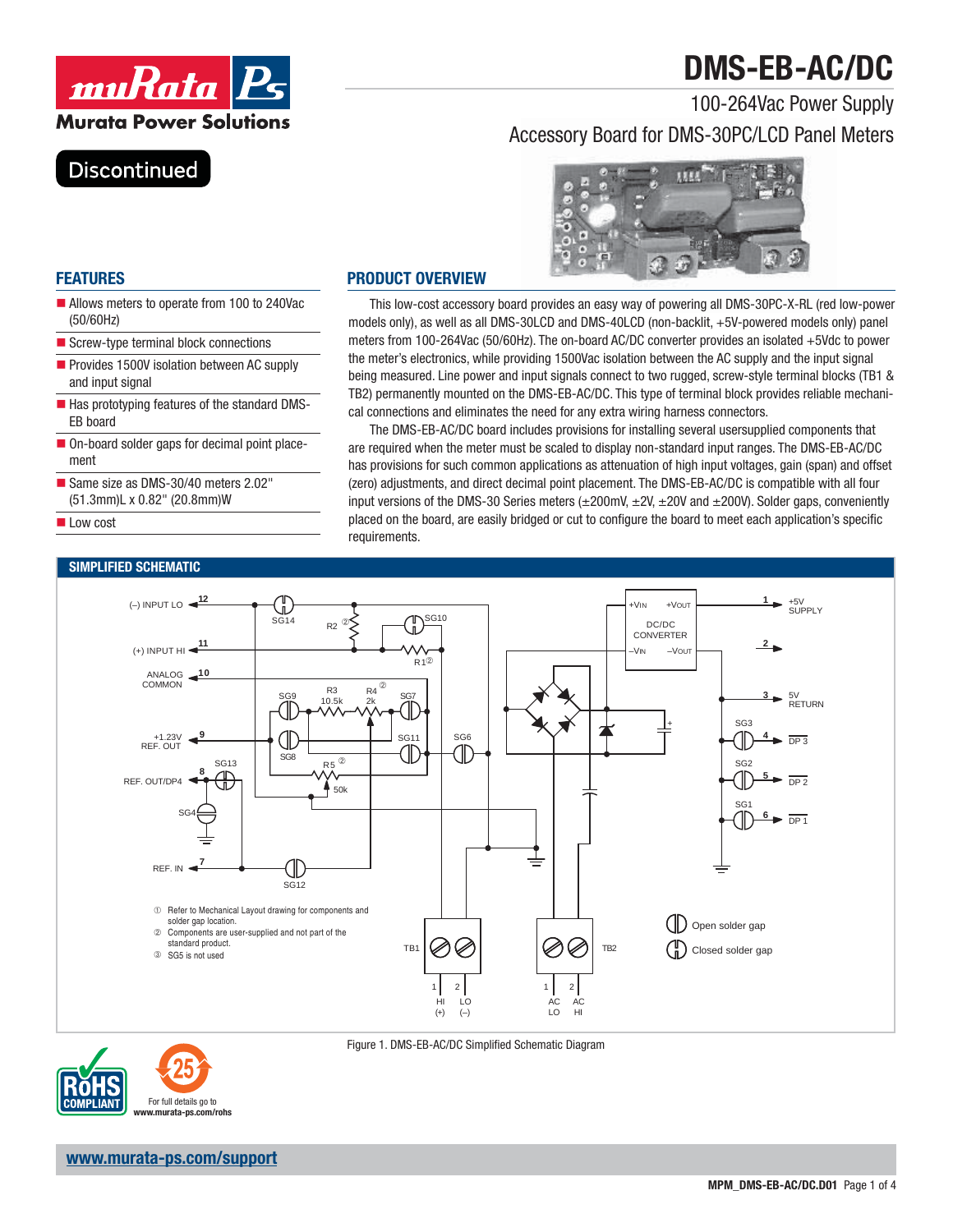# DMS-EB-AC/DC

## 100-264Vac Power Supply

## Accessory Board for DMS-30PC/LCD Panel Meters

Discontinued

## FEATURES

- Allows meters to operate from 100 to 240Vac (50/60Hz)
- Screw-type terminal block connections
- Provides 1500V isolation between AC supply and input signal
- Has prototyping features of the standard DMS-EB board
- On-board solder gaps for decimal point placement
- Same size as DMS-30/40 meters 2.02" (51.3mm)L x 0.82" (20.8mm)W
- Low cost

## PRODUCT OVERVIEW

This low-cost accessory board provides an easy way of powering all DMS-30PC-X-RL (red low-power models only), as well as all DMS-30LCD and DMS-40LCD (non-backlit, +5V-powered models only) panel meters from 100-264Vac (50/60Hz). The on-board AC/DC converter provides an isolated +5Vdc to power the meter's electronics, while providing 1500Vac isolation between the AC supply and the input signal being measured. Line power and input signals connect to two rugged, screw-style terminal blocks (TB1 & TB2) permanently mounted on the DMS-EB-AC/DC. This type of terminal block provides reliable mechanical connections and eliminates the need for any extra wiring harness connectors.

The DMS-EB-AC/DC board includes provisions for installing several usersupplied components that are required when the meter must be scaled to display non-standard input ranges. The DMS-EB-AC/DC has provisions for such common applications as attenuation of high input voltages, gain (span) and offset (zero) adjustments, and direct decimal point placement. The DMS-EB-AC/DC is compatible with all four input versions of the DMS-30 Series meters (±200mV, ±2V, ±20V and ±200V). Solder gaps, conveniently placed on the board, are easily bridged or cut to configure the board to meet each application's specific requirements.

## SIMPLIFIED SCHEMATIC

① Refer to Mechanical Layout drawing for components and solder gap location.
② Components are user-supplied and not part of the standard product.
③ SG5 is not used

Figure 1. DMS-EB-AC/DC Simplified Schematic Diagram

For full details go to www.murata-ps.com/rohs

www.murata-ps.com/support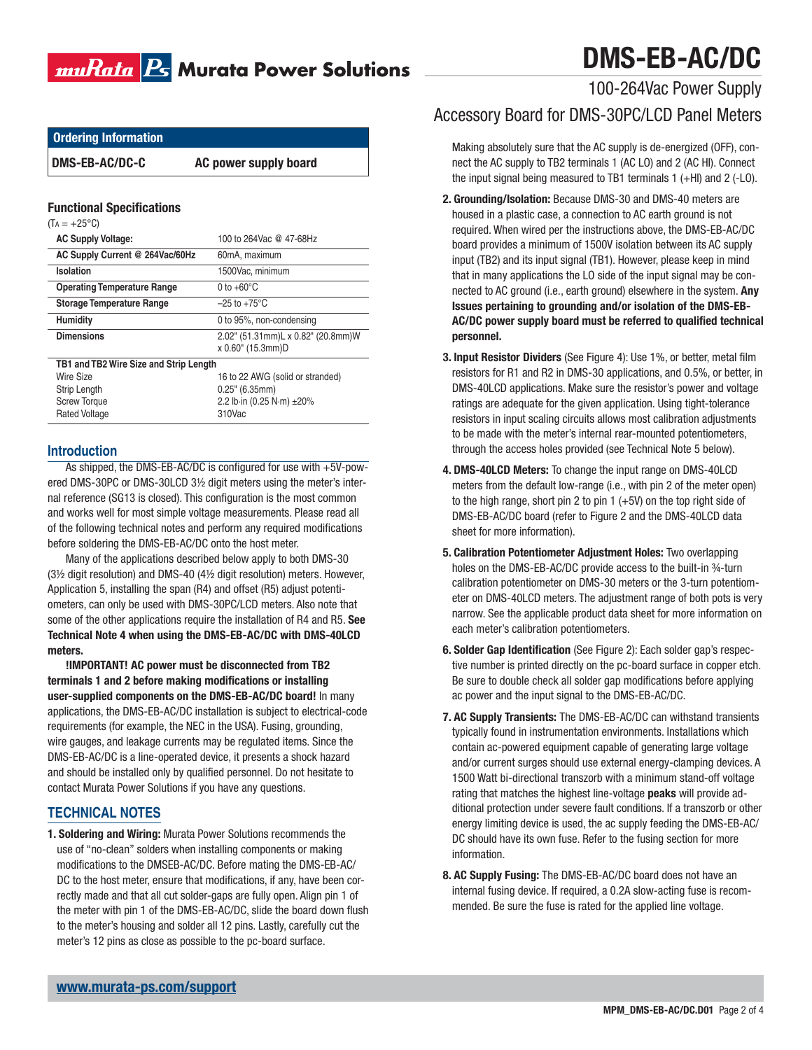# DMS-EB-AC/DC

## 100-264Vac Power Supply Accessory Board for DMS-30PC/LCD Panel Meters

| Ordering Information | |
|---|---|
| **DMS-EB-AC/DC-C** | **AC power supply board** |

### Functional Specifications

($T_A$ = +25°C)

| | |
|---|---|
| **AC Supply Voltage:** | 100 to 264Vac @ 47-68Hz |
| **AC Supply Current @ 264Vac/60Hz** | 60mA, maximum |
| **Isolation** | 1500Vac, minimum |
| **Operating Temperature Range** | 0 to +60°C |
| **Storage Temperature Range** | –25 to +75°C |
| **Humidity** | 0 to 95%, non-condensing |
| **Dimensions** | 2.02" (51.31mm)L x 0.82" (20.8mm)W x 0.60" (15.3mm)D |
| **TB1 and TB2 Wire Size and Strip Length** | |
| Wire Size | 16 to 22 AWG (solid or stranded) |
| Strip Length | 0.25" (6.35mm) |
| Screw Torque | 2.2 lb·in (0.25 N·m) ±20% |
| Rated Voltage | 310Vac |

## Introduction

As shipped, the DMS-EB-AC/DC is configured for use with +5V-powered DMS-30PC or DMS-30LCD 3½ digit meters using the meter's internal reference (SG13 is closed). This configuration is the most common and works well for most simple voltage measurements. Please read all of the following technical notes and perform any required modifications before soldering the DMS-EB-AC/DC onto the host meter.

Many of the applications described below apply to both DMS-30 (3½ digit resolution) and DMS-40 (4½ digit resolution) meters. However, Application 5, installing the span (R4) and offset (R5) adjust potentiometers, can only be used with DMS-30PC/LCD meters. Also note that some of the other applications require the installation of R4 and R5. **See Technical Note 4 when using the DMS-EB-AC/DC with DMS-40LCD meters.**

**!IMPORTANT! AC power must be disconnected from TB2 terminals 1 and 2 before making modifications or installing user-supplied components on the DMS-EB-AC/DC board!** In many applications, the DMS-EB-AC/DC installation is subject to electrical-code requirements (for example, the NEC in the USA). Fusing, grounding, wire gauges, and leakage currents may be regulated items. Since the DMS-EB-AC/DC is a line-operated device, it presents a shock hazard and should be installed only by qualified personnel. Do not hesitate to contact Murata Power Solutions if you have any questions.

## TECHNICAL NOTES

1. **Soldering and Wiring:** Murata Power Solutions recommends the use of "no-clean" solders when installing components or making modifications to the DMSEB-AC/DC. Before mating the DMS-EB-AC/DC to the host meter, ensure that modifications, if any, have been correctly made and that all cut solder-gaps are fully open. Align pin 1 of the meter with pin 1 of the DMS-EB-AC/DC, slide the board down flush to the meter's housing and solder all 12 pins. Lastly, carefully cut the meter's 12 pins as close as possible to the pc-board surface.

   Making absolutely sure that the AC supply is de-energized (OFF), connect the AC supply to TB2 terminals 1 (AC LO) and 2 (AC HI). Connect the input signal being measured to TB1 terminals 1 (+HI) and 2 (-LO).

2. **Grounding/Isolation:** Because DMS-30 and DMS-40 meters are housed in a plastic case, a connection to AC earth ground is not required. When wired per the instructions above, the DMS-EB-AC/DC board provides a minimum of 1500V isolation between its AC supply input (TB2) and its input signal (TB1). However, please keep in mind that in many applications the LO side of the input signal may be connected to AC ground (i.e., earth ground) elsewhere in the system. **Any Issues pertaining to grounding and/or isolation of the DMS-EB-AC/DC power supply board must be referred to qualified technical personnel.**

3. **Input Resistor Dividers** (See Figure 4): Use 1%, or better, metal film resistors for R1 and R2 in DMS-30 applications, and 0.5%, or better, in DMS-40LCD applications. Make sure the resistor's power and voltage ratings are adequate for the given application. Using tight-tolerance resistors in input scaling circuits allows most calibration adjustments to be made with the meter's internal rear-mounted potentiometers, through the access holes provided (see Technical Note 5 below).

4. **DMS-40LCD Meters:** To change the input range on DMS-40LCD meters from the default low-range (i.e., with pin 2 of the meter open) to the high range, short pin 2 to pin 1 (+5V) on the top right side of DMS-EB-AC/DC board (refer to Figure 2 and the DMS-40LCD data sheet for more information).

5. **Calibration Potentiometer Adjustment Holes:** Two overlapping holes on the DMS-EB-AC/DC provide access to the built-in ¾-turn calibration potentiometer on DMS-30 meters or the 3-turn potentiometer on DMS-40LCD meters. The adjustment range of both pots is very narrow. See the applicable product data sheet for more information on each meter's calibration potentiometers.

6. **Solder Gap Identification** (See Figure 2): Each solder gap's respective number is printed directly on the pc-board surface in copper etch. Be sure to double check all solder gap modifications before applying ac power and the input signal to the DMS-EB-AC/DC.

7. **AC Supply Transients:** The DMS-EB-AC/DC can withstand transients typically found in instrumentation environments. Installations which contain ac-powered equipment capable of generating large voltage and/or current surges should use external energy-clamping devices. A 1500 Watt bi-directional transzorb with a minimum stand-off voltage rating that matches the highest line-voltage **peaks** will provide additional protection under severe fault conditions. If a transzorb or other energy limiting device is used, the ac supply feeding the DMS-EB-AC/DC should have its own fuse. Refer to the fusing section for more information.

8. **AC Supply Fusing:** The DMS-EB-AC/DC board does not have an internal fusing device. If required, a 0.2A slow-acting fuse is recommended. Be sure the fuse is rated for the applied line voltage.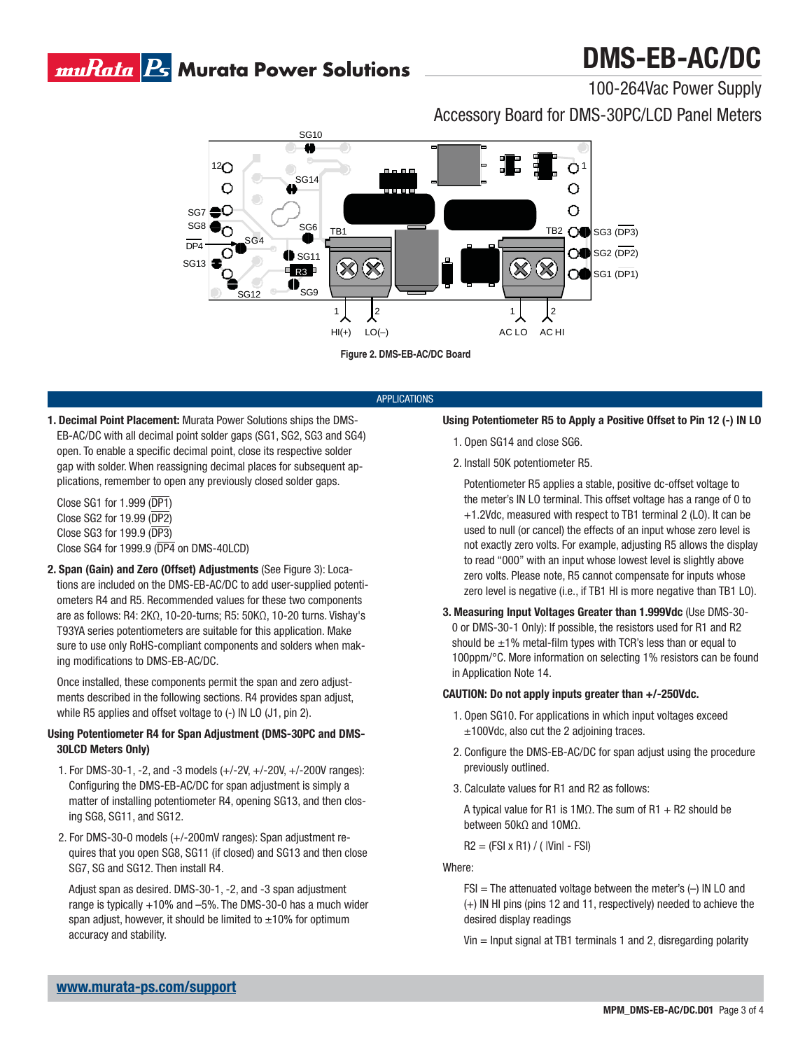# DMS-EB-AC/DC

100-264Vac Power Supply

Accessory Board for DMS-30PC/LCD Panel Meters

Figure 2. DMS-EB-AC/DC Board

## APPLICATIONS

**1. Decimal Point Placement:** Murata Power Solutions ships the DMS-EB-AC/DC with all decimal point solder gaps (SG1, SG2, SG3 and SG4) open. To enable a specific decimal point, close its respective solder gap with solder. When reassigning decimal places for subsequent applications, remember to open any previously closed solder gaps.

Close SG1 for 1.999 ($\overline{\text{DP1}}$)
Close SG2 for 19.99 ($\overline{\text{DP2}}$)
Close SG3 for 199.9 ($\overline{\text{DP3}}$)
Close SG4 for 1999.9 ($\overline{\text{DP4}}$ on DMS-40LCD)

**2. Span (Gain) and Zero (Offset) Adjustments** (See Figure 3): Locations are included on the DMS-EB-AC/DC to add user-supplied potentiometers R4 and R5. Recommended values for these two components are as follows: R4: 2KΩ, 10-20-turns; R5: 50KΩ, 10-20 turns. Vishay's T93YA series potentiometers are suitable for this application. Make sure to use only RoHS-compliant components and solders when making modifications to DMS-EB-AC/DC.

Once installed, these components permit the span and zero adjustments described in the following sections. R4 provides span adjust, while R5 applies and offset voltage to (-) IN LO (J1, pin 2).

**Using Potentiometer R4 for Span Adjustment (DMS-30PC and DMS-30LCD Meters Only)**

1. For DMS-30-1, -2, and -3 models (+/-2V, +/-20V, +/-200V ranges): Configuring the DMS-EB-AC/DC for span adjustment is simply a matter of installing potentiometer R4, opening SG13, and then closing SG8, SG11, and SG12.

2. For DMS-30-0 models (+/-200mV ranges): Span adjustment requires that you open SG8, SG11 (if closed) and SG13 and then close SG7, SG and SG12. Then install R4.

   Adjust span as desired. DMS-30-1, -2, and -3 span adjustment range is typically +10% and –5%. The DMS-30-0 has a much wider span adjust, however, it should be limited to ±10% for optimum accuracy and stability.

**Using Potentiometer R5 to Apply a Positive Offset to Pin 12 (-) IN LO**

1. Open SG14 and close SG6.

2. Install 50K potentiometer R5.

   Potentiometer R5 applies a stable, positive dc-offset voltage to the meter's IN LO terminal. This offset voltage has a range of 0 to +1.2Vdc, measured with respect to TB1 terminal 2 (LO). It can be used to null (or cancel) the effects of an input whose zero level is not exactly zero volts. For example, adjusting R5 allows the display to read "000" with an input whose lowest level is slightly above zero volts. Please note, R5 cannot compensate for inputs whose zero level is negative (i.e., if TB1 HI is more negative than TB1 LO).

**3. Measuring Input Voltages Greater than 1.999Vdc** (Use DMS-30-0 or DMS-30-1 Only): If possible, the resistors used for R1 and R2 should be ±1% metal-film types with TCR's less than or equal to 100ppm/°C. More information on selecting 1% resistors can be found in Application Note 14.

**CAUTION: Do not apply inputs greater than +/-250Vdc.**

1. Open SG10. For applications in which input voltages exceed ±100Vdc, also cut the 2 adjoining traces.

2. Configure the DMS-EB-AC/DC for span adjust using the procedure previously outlined.

3. Calculate values for R1 and R2 as follows:

   A typical value for R1 is 1MΩ. The sum of R1 + R2 should be between 50kΩ and 10MΩ.

   $$R2 = (FSI \times R1) / (|Vin| - FSI)$$

Where:

FSI = The attenuated voltage between the meter's (–) IN LO and (+) IN HI pins (pins 12 and 11, respectively) needed to achieve the desired display readings

Vin = Input signal at TB1 terminals 1 and 2, disregarding polarity

www.murata-ps.com/support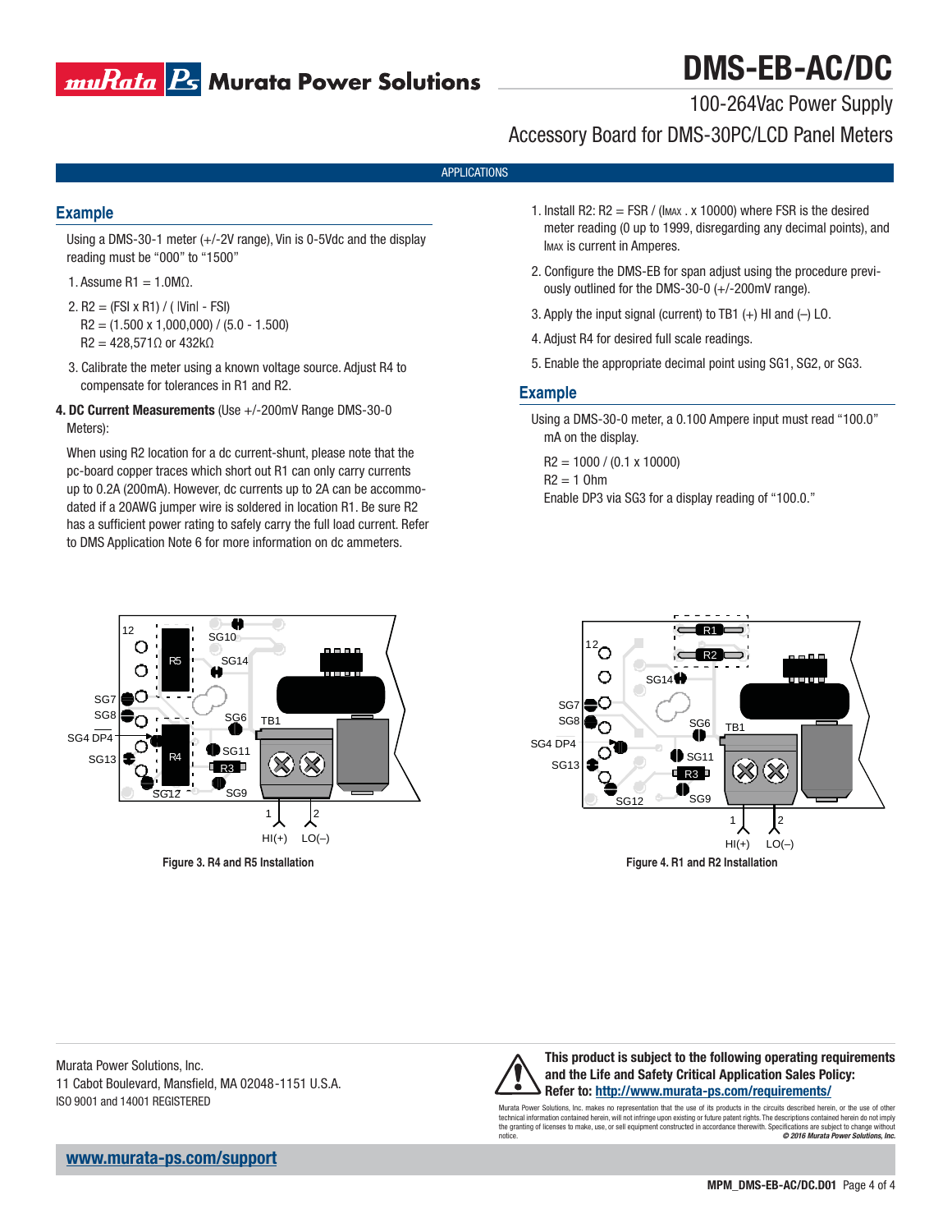# DMS-EB-AC/DC

100-264Vac Power Supply

Accessory Board for DMS-30PC/LCD Panel Meters

APPLICATIONS

## Example

Using a DMS-30-1 meter (+/-2V range), Vin is 0-5Vdc and the display reading must be "000" to "1500"

1. Assume R1 = 1.0MΩ.
2. R2 = (FSI x R1) / ( |Vin| - FSI)
   R2 = (1.500 x 1,000,000) / (5.0 - 1.500)
   R2 = 428,571Ω or 432kΩ
3. Calibrate the meter using a known voltage source. Adjust R4 to compensate for tolerances in R1 and R2.

**4. DC Current Measurements** (Use +/-200mV Range DMS-30-0 Meters):

When using R2 location for a dc current-shunt, please note that the pc-board copper traces which short out R1 can only carry currents up to 0.2A (200mA). However, dc currents up to 2A can be accommodated if a 20AWG jumper wire is soldered in location R1. Be sure R2 has a sufficient power rating to safely carry the full load current. Refer to DMS Application Note 6 for more information on dc ammeters.

1. Install R2: R2 = FSR / ($I_{MAX}$ . x 10000) where FSR is the desired meter reading (0 up to 1999, disregarding any decimal points), and $I_{MAX}$ is current in Amperes.
2. Configure the DMS-EB for span adjust using the procedure previously outlined for the DMS-30-0 (+/-200mV range).
3. Apply the input signal (current) to TB1 (+) HI and (–) LO.
4. Adjust R4 for desired full scale readings.
5. Enable the appropriate decimal point using SG1, SG2, or SG3.

## Example

Using a DMS-30-0 meter, a 0.100 Ampere input must read "100.0" mA on the display.

R2 = 1000 / (0.1 x 10000)
R2 = 1 Ohm
Enable DP3 via SG3 for a display reading of "100.0."

12
SG10
R5
SG14
SG7
SG8
SG4 DP4
SG13
R4
SG6
TB1
SG11
R3
SG12
SG9
1
2
HI(+)
LO(–)

Figure 3. R4 and R5 Installation

R1
R2
12
SG14
SG7
SG8
SG4 DP4
SG13
SG6
TB1
SG11
R3
SG12
SG9
1
2
HI(+)
LO(–)

Figure 4. R1 and R2 Installation

Murata Power Solutions, Inc.
11 Cabot Boulevard, Mansfield, MA 02048-1151 U.S.A.
ISO 9001 and 14001 REGISTERED

**This product is subject to the following operating requirements and the Life and Safety Critical Application Sales Policy:**
**Refer to: http://www.murata-ps.com/requirements/**

Murata Power Solutions, Inc. makes no representation that the use of its products in the circuits described herein, or the use of other technical information contained herein, will not infringe upon existing or future patent rights. The descriptions contained herein do not imply the granting of licenses to make, use, or sell equipment constructed in accordance therewith. Specifications are subject to change without notice.
*© 2016 Murata Power Solutions, Inc.*

www.murata-ps.com/support